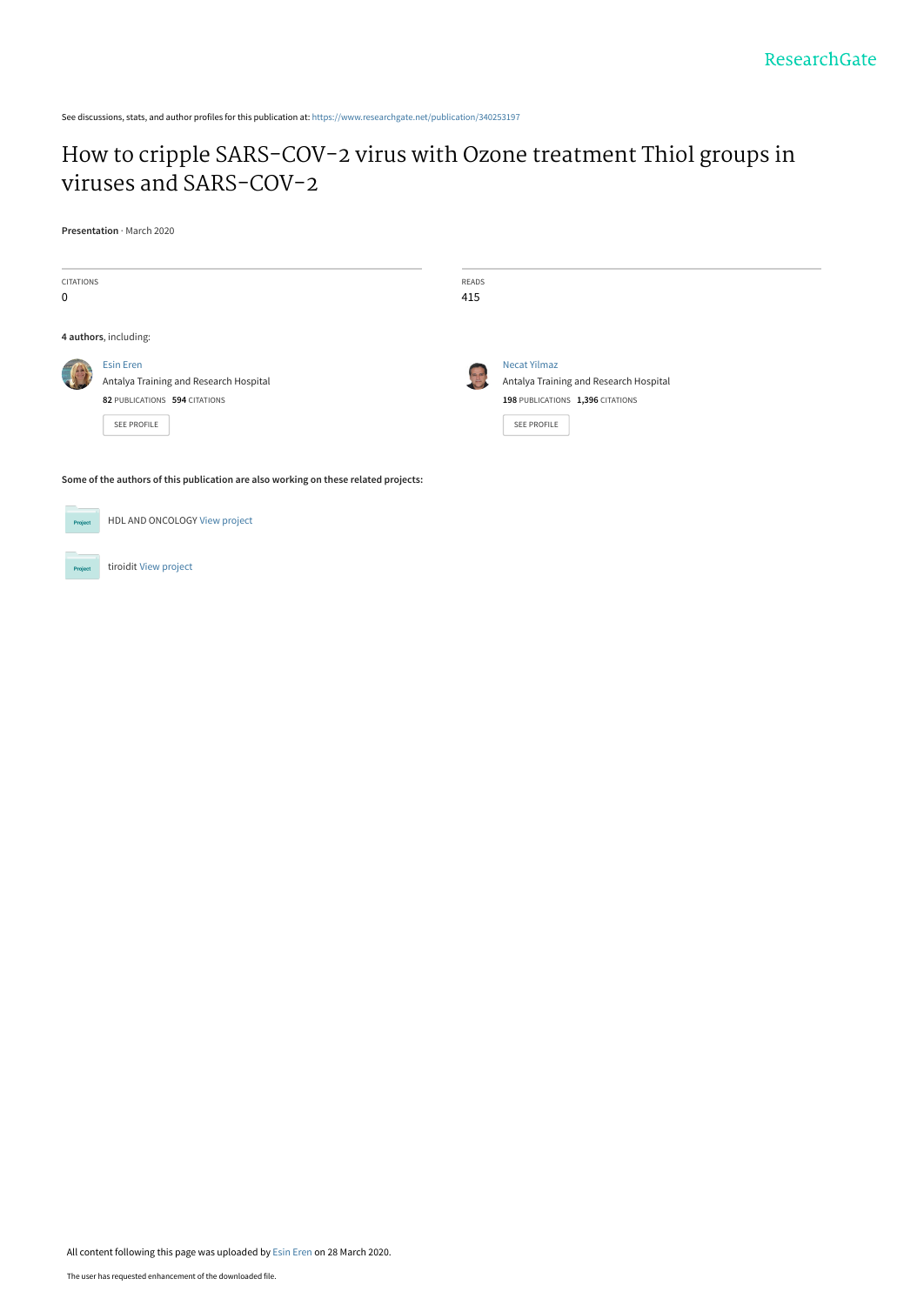See discussions, stats, and author profiles for this publication at: https://www.researchgate.net/publication/340253197

# How to cripple SARS-COV-2 virus with Ozone treatment Thiol groups in viruses and SARS-COV-2

**Presentation** · March 2020

CITATIONS
0

READS
415

**4 authors**, including:

Esin Eren
Antalya Training and Research Hospital
**82** PUBLICATIONS **594** CITATIONS

SEE PROFILE

Necat Yilmaz
Antalya Training and Research Hospital
**198** PUBLICATIONS **1,396** CITATIONS

SEE PROFILE

**Some of the authors of this publication are also working on these related projects:**

HDL AND ONCOLOGY View project

tiroidit View project

All content following this page was uploaded by Esin Eren on 28 March 2020.

The user has requested enhancement of the downloaded file.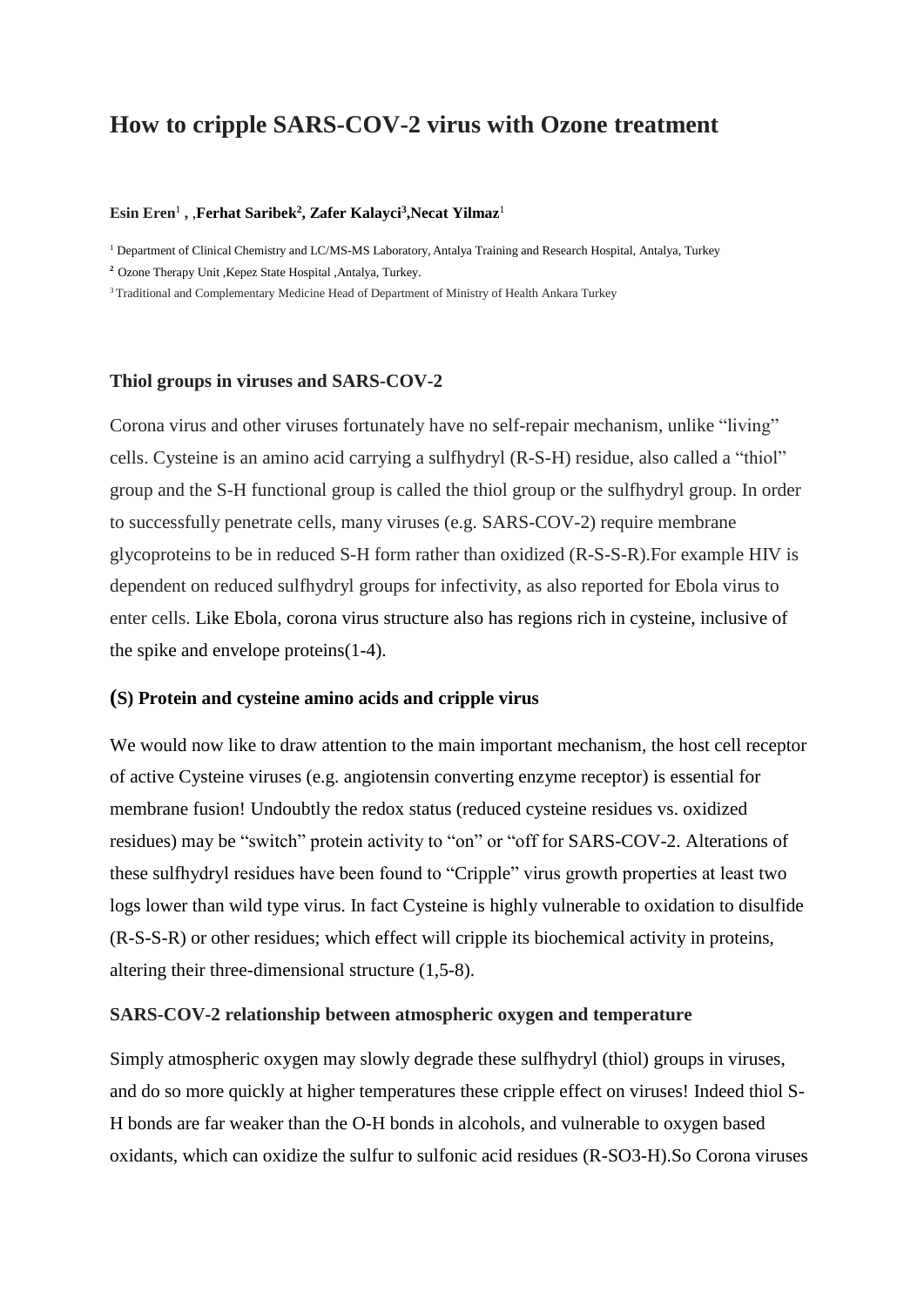# How to cripple SARS-COV-2 virus with Ozone treatment

**Esin Eren**[1] **, ,Ferhat Saribek**[2]**, Zafer Kalayci**[3]**,Necat Yilmaz**[1]

[1] Department of Clinical Chemistry and LC/MS-MS Laboratory, Antalya Training and Research Hospital, Antalya, Turkey

[2] Ozone Therapy Unit ,Kepez State Hospital ,Antalya, Turkey.

[3] Traditional and Complementary Medicine Head of Department of Ministry of Health Ankara Turkey

### Thiol groups in viruses and SARS-COV-2

Corona virus and other viruses fortunately have no self-repair mechanism, unlike "living" cells. Cysteine is an amino acid carrying a sulfhydryl (R-S-H) residue, also called a "thiol" group and the S-H functional group is called the thiol group or the sulfhydryl group. In order to successfully penetrate cells, many viruses (e.g. SARS-COV-2) require membrane glycoproteins to be in reduced S-H form rather than oxidized (R-S-S-R).For example HIV is dependent on reduced sulfhydryl groups for infectivity, as also reported for Ebola virus to enter cells. Like Ebola, corona virus structure also has regions rich in cysteine, inclusive of the spike and envelope proteins(1-4).

### (S) Protein and cysteine amino acids and cripple virus

We would now like to draw attention to the main important mechanism, the host cell receptor of active Cysteine viruses (e.g. angiotensin converting enzyme receptor) is essential for membrane fusion! Undoubtly the redox status (reduced cysteine residues vs. oxidized residues) may be "switch" protein activity to "on" or "off for SARS-COV-2. Alterations of these sulfhydryl residues have been found to "Cripple" virus growth properties at least two logs lower than wild type virus. In fact Cysteine is highly vulnerable to oxidation to disulfide (R-S-S-R) or other residues; which effect will cripple its biochemical activity in proteins, altering their three-dimensional structure (1,5-8).

### SARS-COV-2 relationship between atmospheric oxygen and temperature

Simply atmospheric oxygen may slowly degrade these sulfhydryl (thiol) groups in viruses, and do so more quickly at higher temperatures these cripple effect on viruses! Indeed thiol S-H bonds are far weaker than the O-H bonds in alcohols, and vulnerable to oxygen based oxidants, which can oxidize the sulfur to sulfonic acid residues (R-SO3-H).So Corona viruses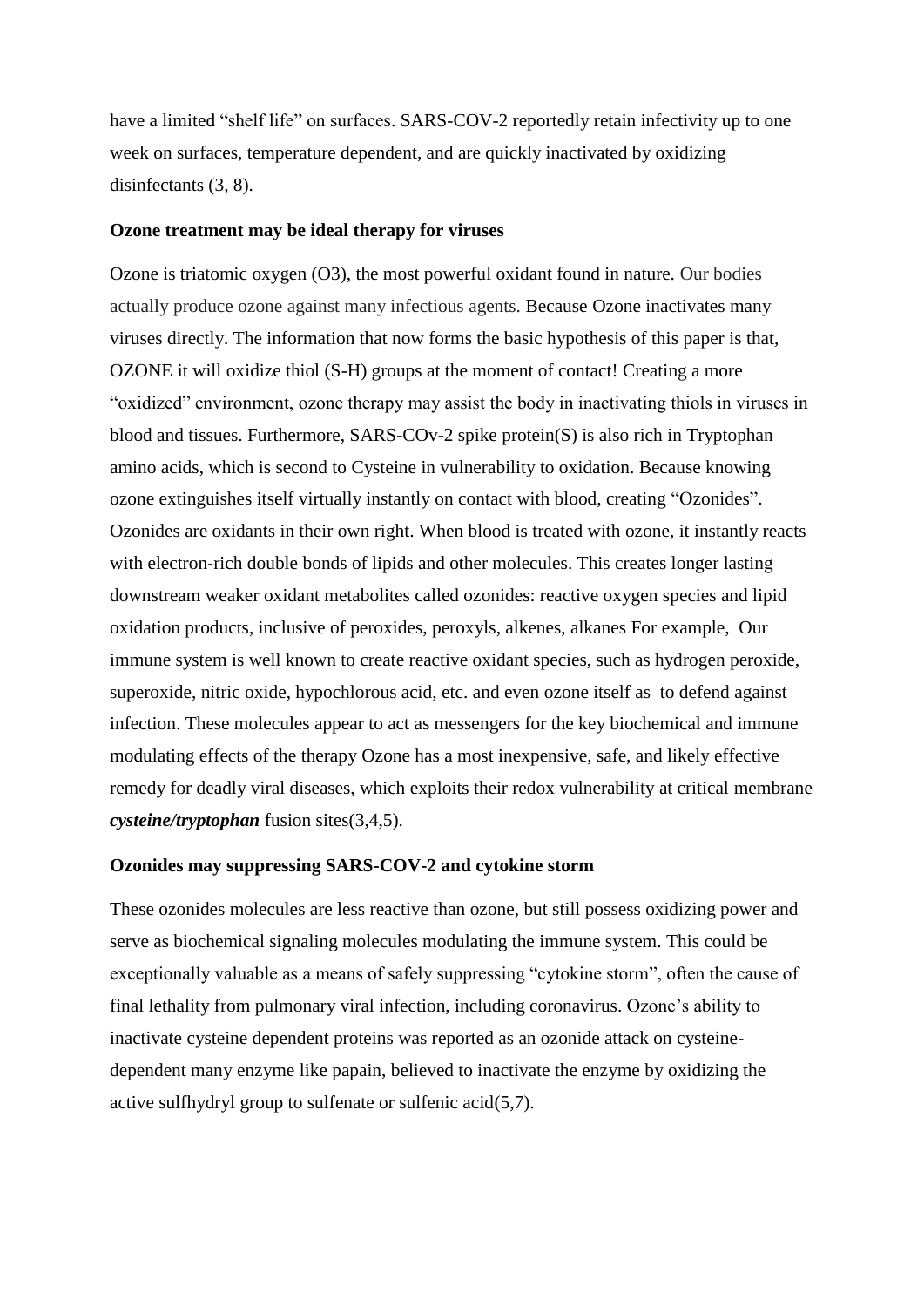have a limited "shelf life" on surfaces. SARS-COV-2 reportedly retain infectivity up to one week on surfaces, temperature dependent, and are quickly inactivated by oxidizing disinfectants (3, 8).

**Ozone treatment may be ideal therapy for viruses**

Ozone is triatomic oxygen ($O_3$), the most powerful oxidant found in nature. Our bodies actually produce ozone against many infectious agents. Because Ozone inactivates many viruses directly. The information that now forms the basic hypothesis of this paper is that, OZONE it will oxidize thiol (S-H) groups at the moment of contact! Creating a more "oxidized" environment, ozone therapy may assist the body in inactivating thiols in viruses in blood and tissues. Furthermore, SARS-COv-2 spike protein(S) is also rich in Tryptophan amino acids, which is second to Cysteine in vulnerability to oxidation. Because knowing ozone extinguishes itself virtually instantly on contact with blood, creating "Ozonides". Ozonides are oxidants in their own right. When blood is treated with ozone, it instantly reacts with electron-rich double bonds of lipids and other molecules. This creates longer lasting downstream weaker oxidant metabolites called ozonides: reactive oxygen species and lipid oxidation products, inclusive of peroxides, peroxyls, alkenes, alkanes For example, Our immune system is well known to create reactive oxidant species, such as hydrogen peroxide, superoxide, nitric oxide, hypochlorous acid, etc. and even ozone itself as to defend against infection. These molecules appear to act as messengers for the key biochemical and immune modulating effects of the therapy Ozone has a most inexpensive, safe, and likely effective remedy for deadly viral diseases, which exploits their redox vulnerability at critical membrane ***cysteine/tryptophan*** fusion sites(3,4,5).

**Ozonides may suppressing SARS-COV-2 and cytokine storm**

These ozonides molecules are less reactive than ozone, but still possess oxidizing power and serve as biochemical signaling molecules modulating the immune system. This could be exceptionally valuable as a means of safely suppressing "cytokine storm", often the cause of final lethality from pulmonary viral infection, including coronavirus. Ozone's ability to inactivate cysteine dependent proteins was reported as an ozonide attack on cysteine-dependent many enzyme like papain, believed to inactivate the enzyme by oxidizing the active sulfhydryl group to sulfenate or sulfenic acid(5,7).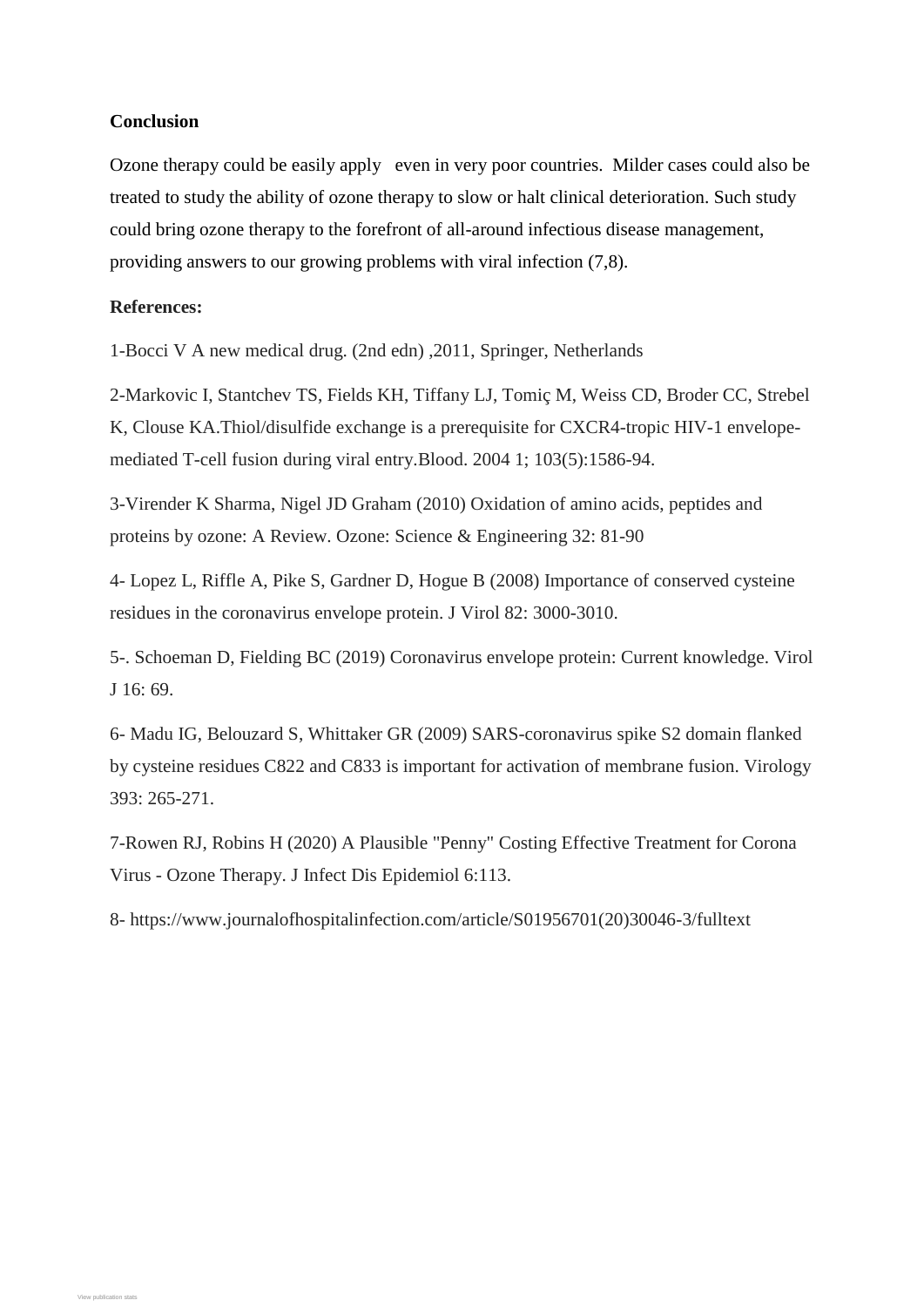**Conclusion**

Ozone therapy could be easily apply even in very poor countries. Milder cases could also be treated to study the ability of ozone therapy to slow or halt clinical deterioration. Such study could bring ozone therapy to the forefront of all-around infectious disease management, providing answers to our growing problems with viral infection (7,8).

**References:**

1-Bocci V A new medical drug. (2nd edn) ,2011, Springer, Netherlands

2-Markovic I, Stantchev TS, Fields KH, Tiffany LJ, Tomiç M, Weiss CD, Broder CC, Strebel K, Clouse KA.Thiol/disulfide exchange is a prerequisite for CXCR4-tropic HIV-1 envelope-mediated T-cell fusion during viral entry.Blood. 2004 1; 103(5):1586-94.

3-Virender K Sharma, Nigel JD Graham (2010) Oxidation of amino acids, peptides and proteins by ozone: A Review. Ozone: Science & Engineering 32: 81-90

4- Lopez L, Riffle A, Pike S, Gardner D, Hogue B (2008) Importance of conserved cysteine residues in the coronavirus envelope protein. J Virol 82: 3000-3010.

5-. Schoeman D, Fielding BC (2019) Coronavirus envelope protein: Current knowledge. Virol J 16: 69.

6- Madu IG, Belouzard S, Whittaker GR (2009) SARS-coronavirus spike S2 domain flanked by cysteine residues C822 and C833 is important for activation of membrane fusion. Virology 393: 265-271.

7-Rowen RJ, Robins H (2020) A Plausible "Penny" Costing Effective Treatment for Corona Virus - Ozone Therapy. J Infect Dis Epidemiol 6:113.

8- https://www.journalofhospitalinfection.com/article/S01956701(20)30046-3/fulltext